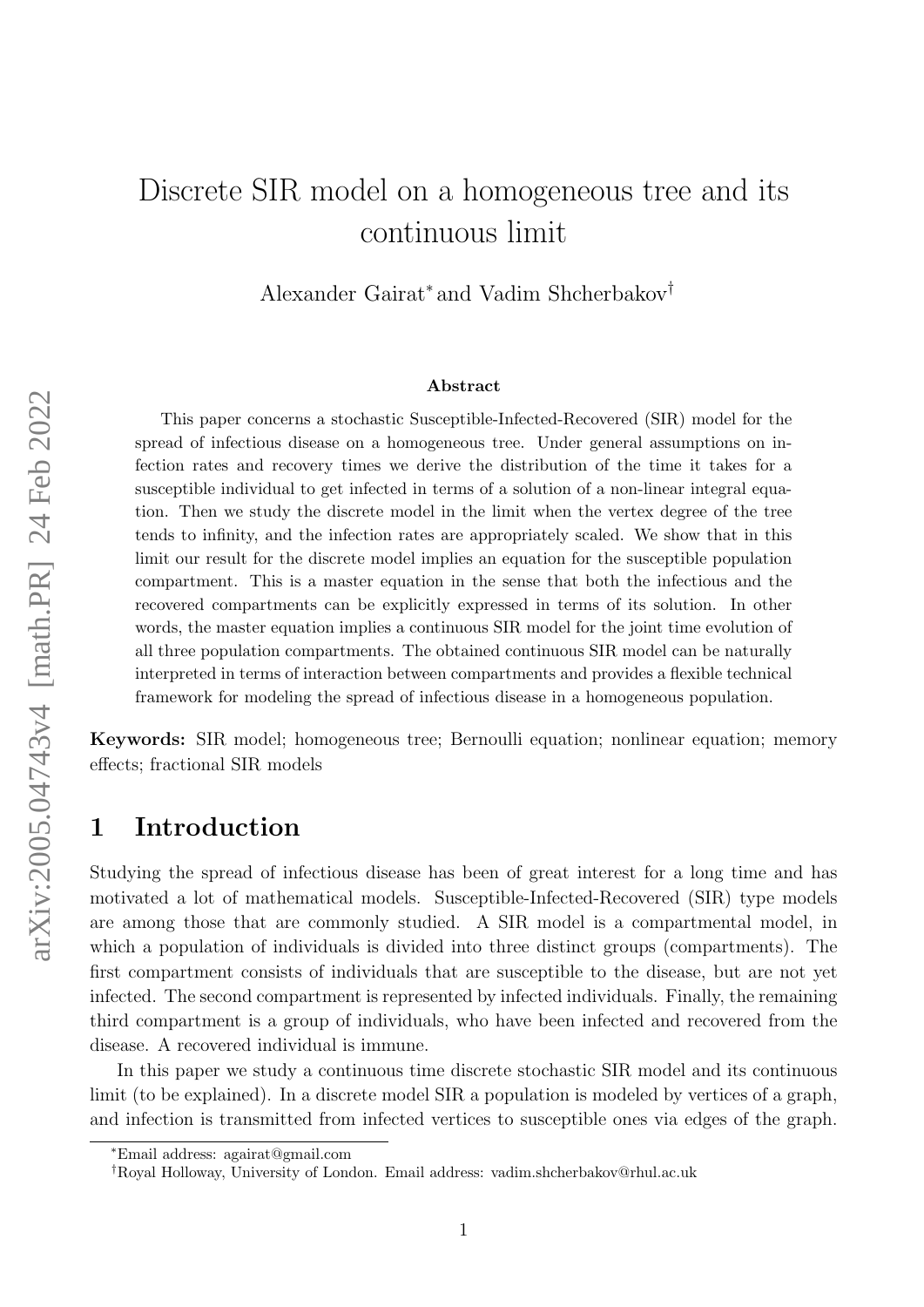# Discrete SIR model on a homogeneous tree and its continuous limit

Alexander Gairat* and Vadim Shcherbakov†

### Abstract

This paper concerns a stochastic Susceptible-Infected-Recovered (SIR) model for the spread of infectious disease on a homogeneous tree. Under general assumptions on infection rates and recovery times we derive the distribution of the time it takes for a susceptible individual to get infected in terms of a solution of a non-linear integral equation. Then we study the discrete model in the limit when the vertex degree of the tree tends to infinity, and the infection rates are appropriately scaled. We show that in this limit our result for the discrete model implies an equation for the susceptible population compartment. This is a master equation in the sense that both the infectious and the recovered compartments can be explicitly expressed in terms of its solution. In other words, the master equation implies a continuous SIR model for the joint time evolution of all three population compartments. The obtained continuous SIR model can be naturally interpreted in terms of interaction between compartments and provides a flexible technical framework for modeling the spread of infectious disease in a homogeneous population.

**Keywords:** SIR model; homogeneous tree; Bernoulli equation; nonlinear equation; memory effects; fractional SIR models

## 1 Introduction

Studying the spread of infectious disease has been of great interest for a long time and has motivated a lot of mathematical models. Susceptible-Infected-Recovered (SIR) type models are among those that are commonly studied. A SIR model is a compartmental model, in which a population of individuals is divided into three distinct groups (compartments). The first compartment consists of individuals that are susceptible to the disease, but are not yet infected. The second compartment is represented by infected individuals. Finally, the remaining third compartment is a group of individuals, who have been infected and recovered from the disease. A recovered individual is immune.

In this paper we study a continuous time discrete stochastic SIR model and its continuous limit (to be explained). In a discrete model SIR a population is modeled by vertices of a graph, and infection is transmitted from infected vertices to susceptible ones via edges of the graph.

*Email address: agairat@gmail.com

†Royal Holloway, University of London. Email address: vadim.shcherbakov@rhul.ac.uk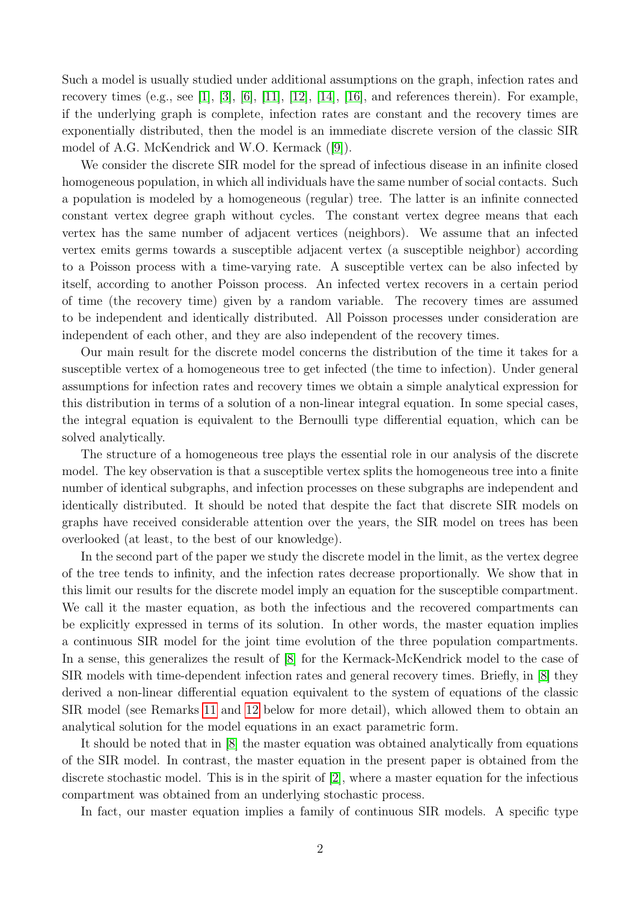Such a model is usually studied under additional assumptions on the graph, infection rates and recovery times (e.g., see [1], [3], [6], [11], [12], [14], [16], and references therein). For example, if the underlying graph is complete, infection rates are constant and the recovery times are exponentially distributed, then the model is an immediate discrete version of the classic SIR model of A.G. McKendrick and W.O. Kermack ([9]).

We consider the discrete SIR model for the spread of infectious disease in an infinite closed homogeneous population, in which all individuals have the same number of social contacts. Such a population is modeled by a homogeneous (regular) tree. The latter is an infinite connected constant vertex degree graph without cycles. The constant vertex degree means that each vertex has the same number of adjacent vertices (neighbors). We assume that an infected vertex emits germs towards a susceptible adjacent vertex (a susceptible neighbor) according to a Poisson process with a time-varying rate. A susceptible vertex can be also infected by itself, according to another Poisson process. An infected vertex recovers in a certain period of time (the recovery time) given by a random variable. The recovery times are assumed to be independent and identically distributed. All Poisson processes under consideration are independent of each other, and they are also independent of the recovery times.

Our main result for the discrete model concerns the distribution of the time it takes for a susceptible vertex of a homogeneous tree to get infected (the time to infection). Under general assumptions for infection rates and recovery times we obtain a simple analytical expression for this distribution in terms of a solution of a non-linear integral equation. In some special cases, the integral equation is equivalent to the Bernoulli type differential equation, which can be solved analytically.

The structure of a homogeneous tree plays the essential role in our analysis of the discrete model. The key observation is that a susceptible vertex splits the homogeneous tree into a finite number of identical subgraphs, and infection processes on these subgraphs are independent and identically distributed. It should be noted that despite the fact that discrete SIR models on graphs have received considerable attention over the years, the SIR model on trees has been overlooked (at least, to the best of our knowledge).

In the second part of the paper we study the discrete model in the limit, as the vertex degree of the tree tends to infinity, and the infection rates decrease proportionally. We show that in this limit our results for the discrete model imply an equation for the susceptible compartment. We call it the master equation, as both the infectious and the recovered compartments can be explicitly expressed in terms of its solution. In other words, the master equation implies a continuous SIR model for the joint time evolution of the three population compartments. In a sense, this generalizes the result of [8] for the Kermack-McKendrick model to the case of SIR models with time-dependent infection rates and general recovery times. Briefly, in [8] they derived a non-linear differential equation equivalent to the system of equations of the classic SIR model (see Remarks 11 and 12 below for more detail), which allowed them to obtain an analytical solution for the model equations in an exact parametric form.

It should be noted that in [8] the master equation was obtained analytically from equations of the SIR model. In contrast, the master equation in the present paper is obtained from the discrete stochastic model. This is in the spirit of [2], where a master equation for the infectious compartment was obtained from an underlying stochastic process.

In fact, our master equation implies a family of continuous SIR models. A specific type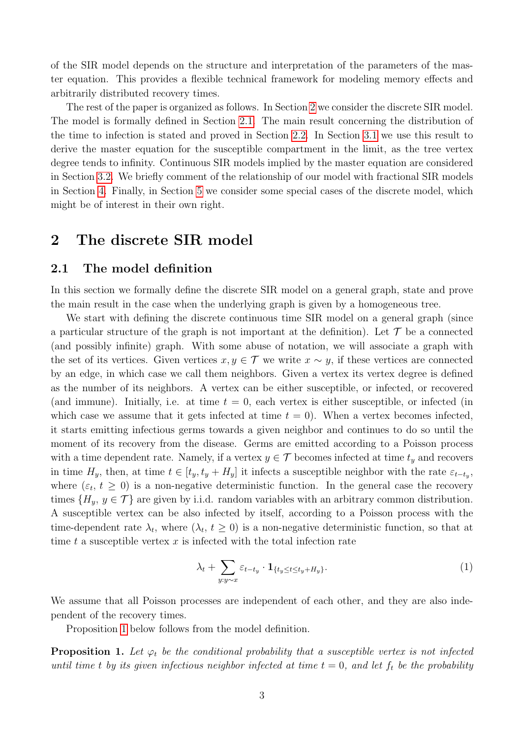of the SIR model depends on the structure and interpretation of the parameters of the master equation. This provides a flexible technical framework for modeling memory effects and arbitrarily distributed recovery times.

The rest of the paper is organized as follows. In Section 2 we consider the discrete SIR model. The model is formally defined in Section 2.1. The main result concerning the distribution of the time to infection is stated and proved in Section 2.2. In Section 3.1 we use this result to derive the master equation for the susceptible compartment in the limit, as the tree vertex degree tends to infinity. Continuous SIR models implied by the master equation are considered in Section 3.2. We briefly comment of the relationship of our model with fractional SIR models in Section 4. Finally, in Section 5 we consider some special cases of the discrete model, which might be of interest in their own right.

## 2 The discrete SIR model

### 2.1 The model definition

In this section we formally define the discrete SIR model on a general graph, state and prove the main result in the case when the underlying graph is given by a homogeneous tree.

We start with defining the discrete continuous time SIR model on a general graph (since a particular structure of the graph is not important at the definition). Let $\mathcal{T}$ be a connected (and possibly infinite) graph. With some abuse of notation, we will associate a graph with the set of its vertices. Given vertices $x, y \in \mathcal{T}$ we write $x \sim y$, if these vertices are connected by an edge, in which case we call them neighbors. Given a vertex its vertex degree is defined as the number of its neighbors. A vertex can be either susceptible, or infected, or recovered (and immune). Initially, i.e. at time $t = 0$, each vertex is either susceptible, or infected (in which case we assume that it gets infected at time $t = 0$). When a vertex becomes infected, it starts emitting infectious germs towards a given neighbor and continues to do so until the moment of its recovery from the disease. Germs are emitted according to a Poisson process with a time dependent rate. Namely, if a vertex $y \in \mathcal{T}$ becomes infected at time $t_y$ and recovers in time $H_y$, then, at time $t \in [t_y, t_y + H_y]$ it infects a susceptible neighbor with the rate $\varepsilon_{t-t_y}$, where $(\varepsilon_t,\ t \geq 0)$ is a non-negative deterministic function. In the general case the recovery times $\{H_y,\ y \in \mathcal{T}\}$ are given by i.i.d. random variables with an arbitrary common distribution. A susceptible vertex can be also infected by itself, according to a Poisson process with the time-dependent rate $\lambda_t$, where $(\lambda_t,\ t \geq 0)$ is a non-negative deterministic function, so that at time $t$ a susceptible vertex $x$ is infected with the total infection rate

$$\lambda_t + \sum_{y: y \sim x} \varepsilon_{t-t_y} \cdot \mathbf{1}_{\{t_y \leq t \leq t_y + H_y\}}. \tag{1}$$

We assume that all Poisson processes are independent of each other, and they are also independent of the recovery times.

Proposition 1 below follows from the model definition.

**Proposition 1.** *Let $\varphi_t$ be the conditional probability that a susceptible vertex is not infected until time $t$ by its given infectious neighbor infected at time $t = 0$, and let $f_t$ be the probability*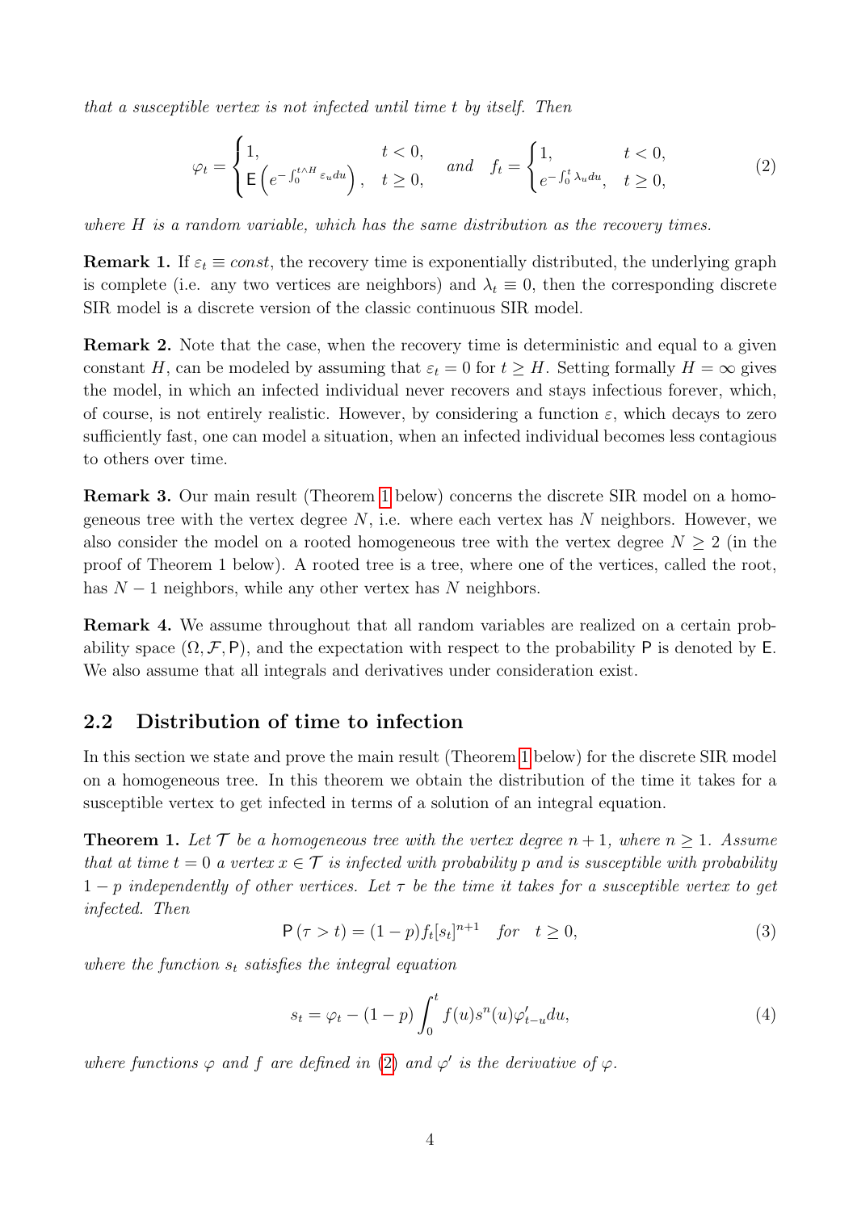*that a susceptible vertex is not infected until time $t$ by itself. Then*

$$
\varphi_t = \begin{cases} 1, & t < 0, \\ \mathsf{E}\left(e^{-\int_0^{t \wedge H} \varepsilon_u du}\right), & t \geq 0, \end{cases} \quad \text{and} \quad f_t = \begin{cases} 1, & t < 0, \\ e^{-\int_0^t \lambda_u du}, & t \geq 0, \end{cases} \tag{2}
$$

*where $H$ is a random variable, which has the same distribution as the recovery times.*

**Remark 1.** If $\varepsilon_t \equiv const$, the recovery time is exponentially distributed, the underlying graph is complete (i.e. any two vertices are neighbors) and $\lambda_t \equiv 0$, then the corresponding discrete SIR model is a discrete version of the classic continuous SIR model.

**Remark 2.** Note that the case, when the recovery time is deterministic and equal to a given constant $H$, can be modeled by assuming that $\varepsilon_t = 0$ for $t \geq H$. Setting formally $H = \infty$ gives the model, in which an infected individual never recovers and stays infectious forever, which, of course, is not entirely realistic. However, by considering a function $\varepsilon$, which decays to zero sufficiently fast, one can model a situation, when an infected individual becomes less contagious to others over time.

**Remark 3.** Our main result (Theorem 1 below) concerns the discrete SIR model on a homogeneous tree with the vertex degree $N$, i.e. where each vertex has $N$ neighbors. However, we also consider the model on a rooted homogeneous tree with the vertex degree $N \geq 2$ (in the proof of Theorem 1 below). A rooted tree is a tree, where one of the vertices, called the root, has $N - 1$ neighbors, while any other vertex has $N$ neighbors.

**Remark 4.** We assume throughout that all random variables are realized on a certain probability space $(\Omega, \mathcal{F}, \mathsf{P})$, and the expectation with respect to the probability $\mathsf{P}$ is denoted by $\mathsf{E}$. We also assume that all integrals and derivatives under consideration exist.

## 2.2 Distribution of time to infection

In this section we state and prove the main result (Theorem 1 below) for the discrete SIR model on a homogeneous tree. In this theorem we obtain the distribution of the time it takes for a susceptible vertex to get infected in terms of a solution of an integral equation.

**Theorem 1.** *Let $\mathcal{T}$ be a homogeneous tree with the vertex degree $n + 1$, where $n \geq 1$. Assume that at time $t = 0$ a vertex $x \in \mathcal{T}$ is infected with probability $p$ and is susceptible with probability $1 - p$ independently of other vertices. Let $\tau$ be the time it takes for a susceptible vertex to get infected. Then*

$$
\mathsf{P}(\tau > t) = (1 - p) f_t [s_t]^{n+1} \quad \text{for} \quad t \geq 0, \tag{3}
$$

*where the function $s_t$ satisfies the integral equation*

$$
s_t = \varphi_t - (1 - p) \int_0^t f(u) s^n(u) \varphi'_{t-u} du, \tag{4}
$$

*where functions $\varphi$ and $f$ are defined in (2) and $\varphi'$ is the derivative of $\varphi$.*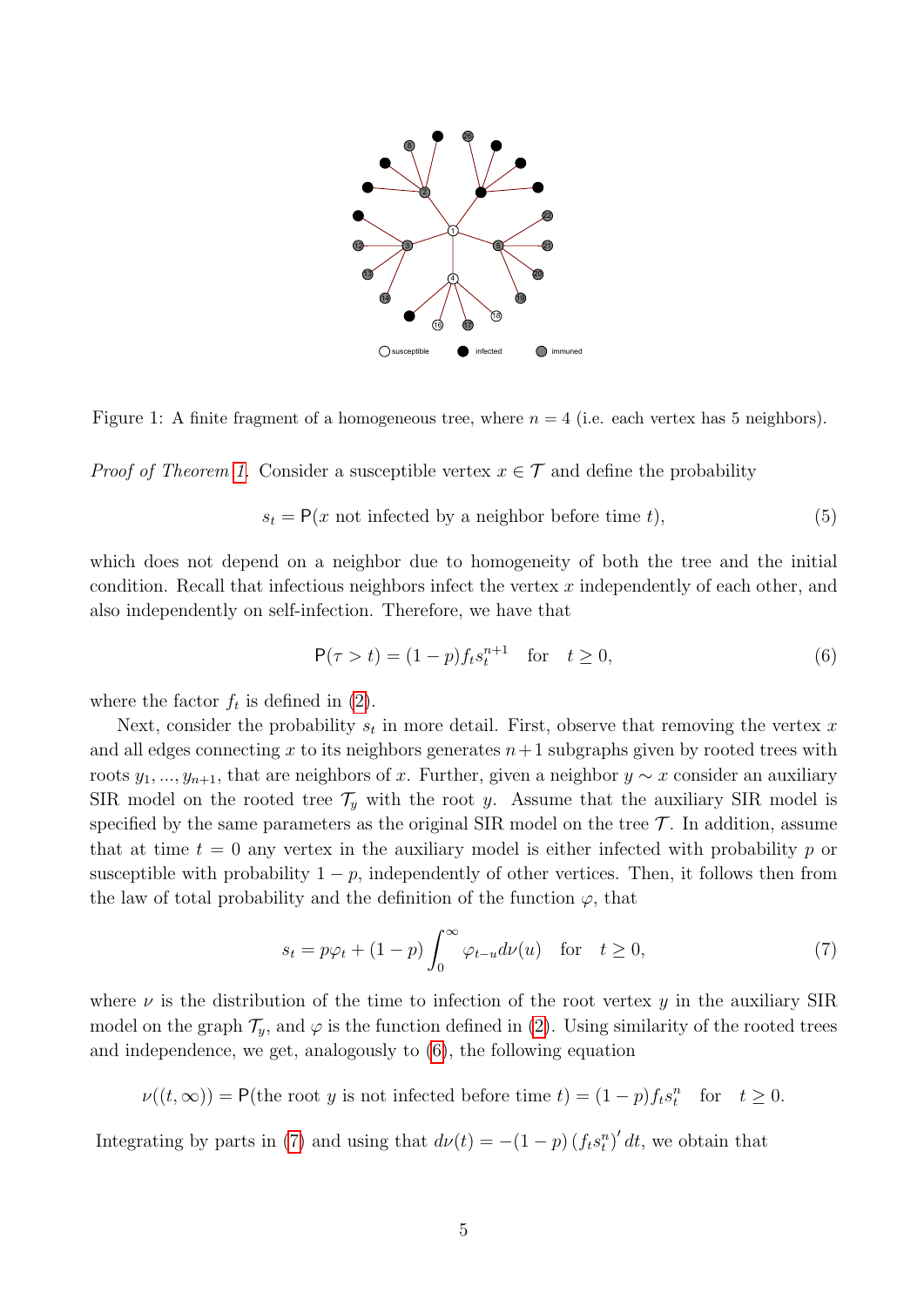Figure 1: A finite fragment of a homogeneous tree, where $n = 4$ (i.e. each vertex has 5 neighbors).

*Proof of Theorem 1.* Consider a susceptible vertex $x \in \mathcal{T}$ and define the probability

$$s_t = \mathsf{P}(x \text{ not infected by a neighbor before time } t), \tag{5}$$

which does not depend on a neighbor due to homogeneity of both the tree and the initial condition. Recall that infectious neighbors infect the vertex $x$ independently of each other, and also independently on self-infection. Therefore, we have that

$$\mathsf{P}(\tau > t) = (1-p) f_t s_t^{n+1} \quad \text{for} \quad t \geq 0, \tag{6}$$

where the factor $f_t$ is defined in (2).

Next, consider the probability $s_t$ in more detail. First, observe that removing the vertex $x$ and all edges connecting $x$ to its neighbors generates $n+1$ subgraphs given by rooted trees with roots $y_1, ..., y_{n+1}$, that are neighbors of $x$. Further, given a neighbor $y \sim x$ consider an auxiliary SIR model on the rooted tree $\mathcal{T}_y$ with the root $y$. Assume that the auxiliary SIR model is specified by the same parameters as the original SIR model on the tree $\mathcal{T}$. In addition, assume that at time $t = 0$ any vertex in the auxiliary model is either infected with probability $p$ or susceptible with probability $1-p$, independently of other vertices. Then, it follows then from the law of total probability and the definition of the function $\varphi$, that

$$s_t = p\varphi_t + (1-p) \int_0^\infty \varphi_{t-u} d\nu(u) \quad \text{for} \quad t \geq 0, \tag{7}$$

where $\nu$ is the distribution of the time to infection of the root vertex $y$ in the auxiliary SIR model on the graph $\mathcal{T}_y$, and $\varphi$ is the function defined in (2). Using similarity of the rooted trees and independence, we get, analogously to (6), the following equation

$$\nu((t, \infty)) = \mathsf{P}(\text{the root } y \text{ is not infected before time } t) = (1-p) f_t s_t^n \quad \text{for} \quad t \geq 0.$$

Integrating by parts in (7) and using that $d\nu(t) = -(1-p) \left(f_t s_t^n\right)' dt$, we obtain that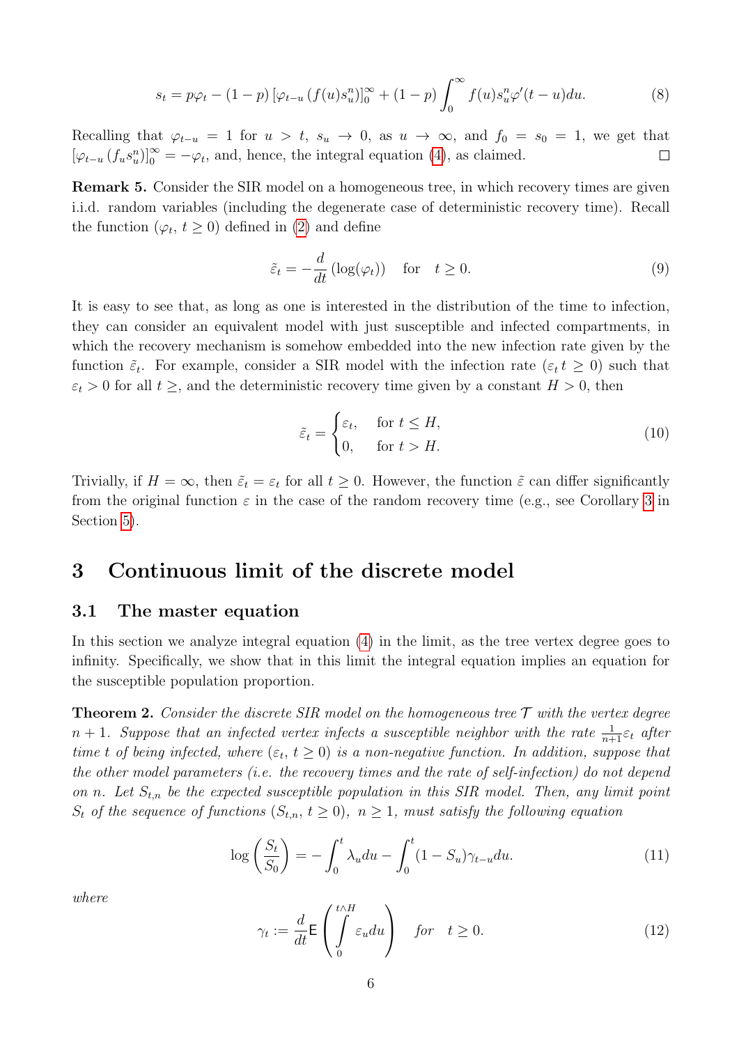$$s_t = p\varphi_t - (1-p)\left[\varphi_{t-u}\left(f(u)s_u^n\right)\right]_0^\infty + (1-p)\int_0^\infty f(u)s_u^n\varphi'(t-u)du. \tag{8}$$

Recalling that $\varphi_{t-u} = 1$ for $u > t$, $s_u \to 0$, as $u \to \infty$, and $f_0 = s_0 = 1$, we get that $\left[\varphi_{t-u}\left(f_u s_u^n\right)\right]_0^\infty = -\varphi_t$, and, hence, the integral equation (4), as claimed. □

**Remark 5.** Consider the SIR model on a homogeneous tree, in which recovery times are given i.i.d. random variables (including the degenerate case of deterministic recovery time). Recall the function $(\varphi_t,\, t \geq 0)$ defined in (2) and define

$$\tilde{\varepsilon}_t = -\frac{d}{dt}\left(\log(\varphi_t)\right) \quad \text{for} \quad t \geq 0. \tag{9}$$

It is easy to see that, as long as one is interested in the distribution of the time to infection, they can consider an equivalent model with just susceptible and infected compartments, in which the recovery mechanism is somehow embedded into the new infection rate given by the function $\tilde{\varepsilon}_t$. For example, consider a SIR model with the infection rate $(\varepsilon_t\, t \geq 0)$ such that $\varepsilon_t > 0$ for all $t \geq$, and the deterministic recovery time given by a constant $H > 0$, then

$$\tilde{\varepsilon}_t = \begin{cases} \varepsilon_t, & \text{for } t \leq H, \\ 0, & \text{for } t > H. \end{cases} \tag{10}$$

Trivially, if $H = \infty$, then $\tilde{\varepsilon}_t = \varepsilon_t$ for all $t \geq 0$. However, the function $\tilde{\varepsilon}$ can differ significantly from the original function $\varepsilon$ in the case of the random recovery time (e.g., see Corollary 3 in Section 5).

# 3 Continuous limit of the discrete model

## 3.1 The master equation

In this section we analyze integral equation (4) in the limit, as the tree vertex degree goes to infinity. Specifically, we show that in this limit the integral equation implies an equation for the susceptible population proportion.

**Theorem 2.** *Consider the discrete SIR model on the homogeneous tree $\mathcal{T}$ with the vertex degree $n+1$. Suppose that an infected vertex infects a susceptible neighbor with the rate $\frac{1}{n+1}\varepsilon_t$ after time $t$ of being infected, where $(\varepsilon_t,\, t \geq 0)$ is a non-negative function. In addition, suppose that the other model parameters (i.e. the recovery times and the rate of self-infection) do not depend on $n$. Let $S_{t,n}$ be the expected susceptible population in this SIR model. Then, any limit point $S_t$ of the sequence of functions $(S_{t,n},\, t \geq 0)$, $n \geq 1$, must satisfy the following equation*

$$\log\left(\frac{S_t}{S_0}\right) = -\int_0^t \lambda_u du - \int_0^t (1 - S_u)\gamma_{t-u} du. \tag{11}$$

*where*

$$\gamma_t := \frac{d}{dt}\mathsf{E}\left(\int_0^{t\wedge H} \varepsilon_u du\right) \quad \text{for} \quad t \geq 0. \tag{12}$$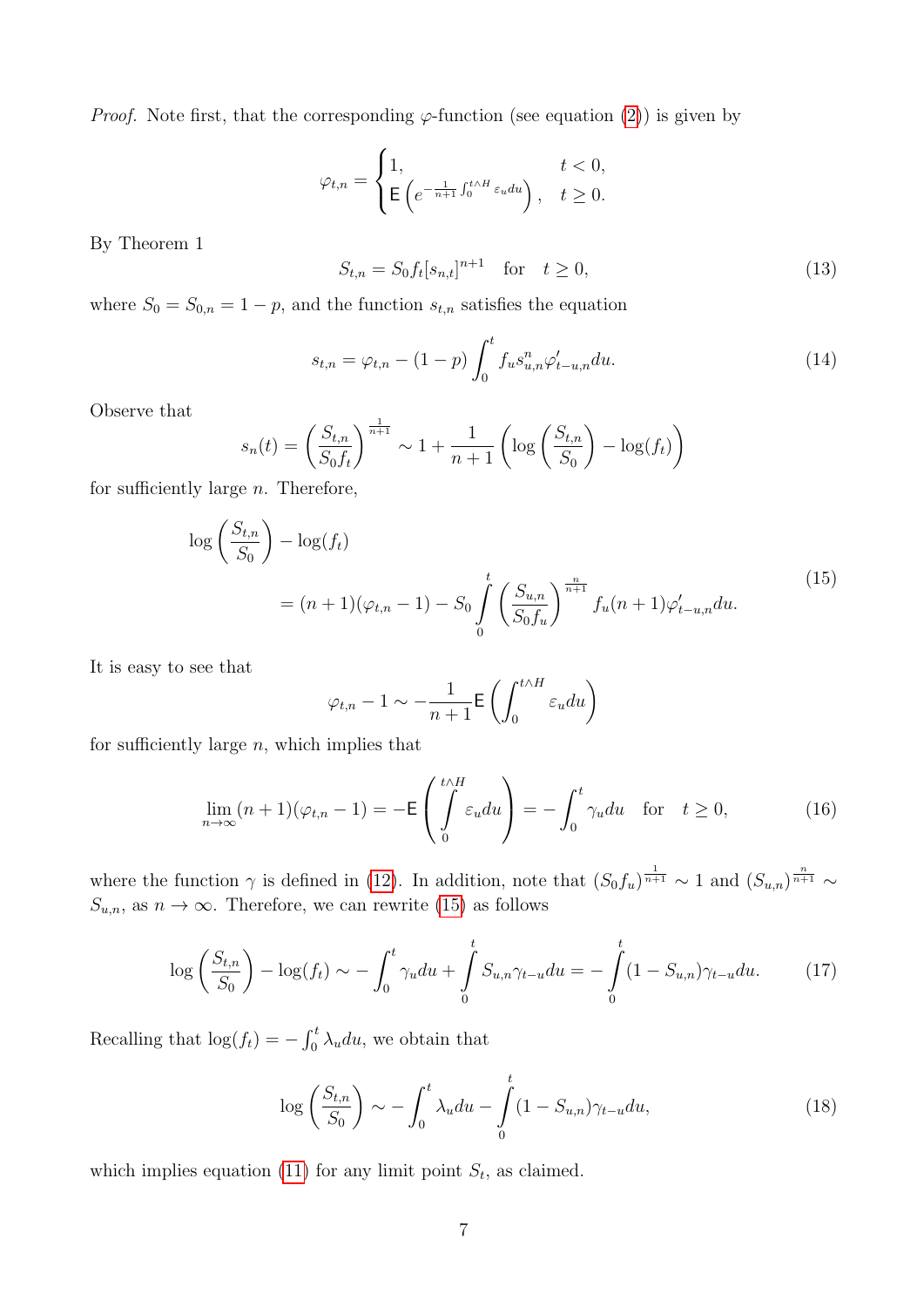*Proof.* Note first, that the corresponding $\varphi$-function (see equation (2)) is given by

$$\varphi_{t,n} = \begin{cases} 1, & t < 0, \\ \mathsf{E}\left(e^{-\frac{1}{n+1}\int_0^{t\wedge H} \varepsilon_u du}\right), & t \geq 0. \end{cases}$$

By Theorem 1

$$S_{t,n} = S_0 f_t [s_{n,t}]^{n+1} \quad \text{for} \quad t \geq 0, \tag{13}$$

where $S_0 = S_{0,n} = 1 - p$, and the function $s_{t,n}$ satisfies the equation

$$s_{t,n} = \varphi_{t,n} - (1-p)\int_0^t f_u s_{u,n}^n \varphi'_{t-u,n} du. \tag{14}$$

Observe that

$$s_n(t) = \left(\frac{S_{t,n}}{S_0 f_t}\right)^{\frac{1}{n+1}} \sim 1 + \frac{1}{n+1}\left(\log\left(\frac{S_{t,n}}{S_0}\right) - \log(f_t)\right)$$

for sufficiently large $n$. Therefore,

$$\begin{aligned} &\log\left(\frac{S_{t,n}}{S_0}\right) - \log(f_t) \\ &\qquad = (n+1)(\varphi_{t,n} - 1) - S_0 \int_0^t \left(\frac{S_{u,n}}{S_0 f_u}\right)^{\frac{n}{n+1}} f_u (n+1) \varphi'_{t-u,n} du. \end{aligned} \tag{15}$$

It is easy to see that

$$\varphi_{t,n} - 1 \sim -\frac{1}{n+1}\mathsf{E}\left(\int_0^{t\wedge H} \varepsilon_u du\right)$$

for sufficiently large $n$, which implies that

$$\lim_{n\to\infty}(n+1)(\varphi_{t,n} - 1) = -\mathsf{E}\left(\int_0^{t\wedge H} \varepsilon_u du\right) = -\int_0^t \gamma_u du \quad \text{for} \quad t \geq 0, \tag{16}$$

where the function $\gamma$ is defined in (12). In addition, note that $(S_0 f_u)^{\frac{1}{n+1}} \sim 1$ and $(S_{u,n})^{\frac{n}{n+1}} \sim S_{u,n}$, as $n \to \infty$. Therefore, we can rewrite (15) as follows

$$\log\left(\frac{S_{t,n}}{S_0}\right) - \log(f_t) \sim -\int_0^t \gamma_u du + \int_0^t S_{u,n}\gamma_{t-u} du = -\int_0^t (1 - S_{u,n})\gamma_{t-u} du. \tag{17}$$

Recalling that $\log(f_t) = -\int_0^t \lambda_u du$, we obtain that

$$\log\left(\frac{S_{t,n}}{S_0}\right) \sim -\int_0^t \lambda_u du - \int_0^t (1 - S_{u,n})\gamma_{t-u} du, \tag{18}$$

which implies equation (11) for any limit point $S_t$, as claimed.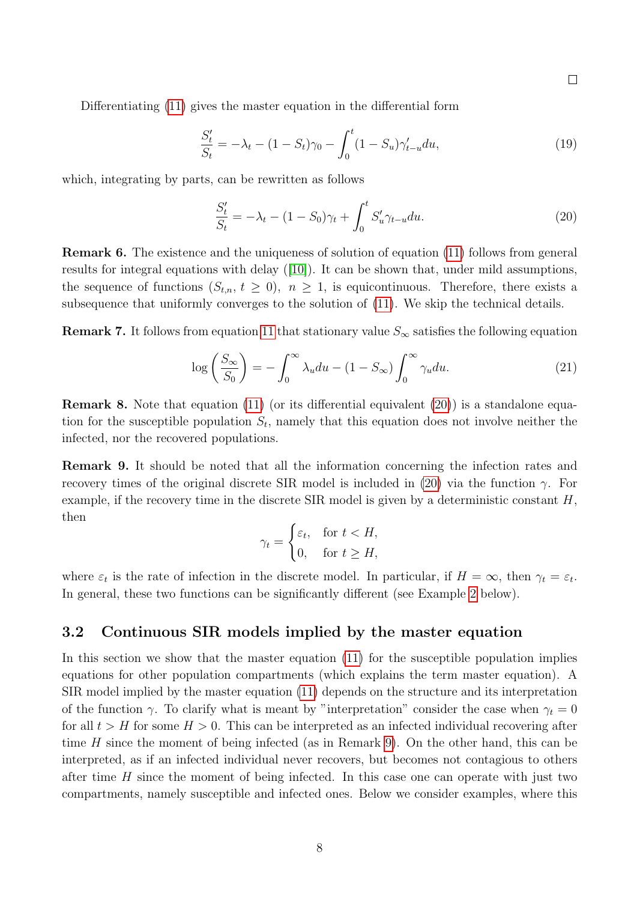□

Differentiating (11) gives the master equation in the differential form

$$\frac{S_t'}{S_t} = -\lambda_t - (1 - S_t)\gamma_0 - \int_0^t (1 - S_u)\gamma_{t-u}' du, \tag{19}$$

which, integrating by parts, can be rewritten as follows

$$\frac{S_t'}{S_t} = -\lambda_t - (1 - S_0)\gamma_t + \int_0^t S_u' \gamma_{t-u} du. \tag{20}$$

**Remark 6.** The existence and the uniqueness of solution of equation (11) follows from general results for integral equations with delay ([10]). It can be shown that, under mild assumptions, the sequence of functions $(S_{t,n},\ t \geq 0),\ n \geq 1$, is equicontinuous. Therefore, there exists a subsequence that uniformly converges to the solution of (11). We skip the technical details.

**Remark 7.** It follows from equation 11 that stationary value $S_\infty$ satisfies the following equation

$$\log\left(\frac{S_\infty}{S_0}\right) = -\int_0^\infty \lambda_u du - (1 - S_\infty)\int_0^\infty \gamma_u du. \tag{21}$$

**Remark 8.** Note that equation (11) (or its differential equivalent (20)) is a standalone equation for the susceptible population $S_t$, namely that this equation does not involve neither the infected, nor the recovered populations.

**Remark 9.** It should be noted that all the information concerning the infection rates and recovery times of the original discrete SIR model is included in (20) via the function $\gamma$. For example, if the recovery time in the discrete SIR model is given by a deterministic constant $H$, then

$$\gamma_t = \begin{cases} \varepsilon_t, & \text{for } t < H, \\ 0, & \text{for } t \geq H, \end{cases}$$

where $\varepsilon_t$ is the rate of infection in the discrete model. In particular, if $H = \infty$, then $\gamma_t = \varepsilon_t$. In general, these two functions can be significantly different (see Example 2 below).

### 3.2 Continuous SIR models implied by the master equation

In this section we show that the master equation (11) for the susceptible population implies equations for other population compartments (which explains the term master equation). A SIR model implied by the master equation (11) depends on the structure and its interpretation of the function $\gamma$. To clarify what is meant by "interpretation" consider the case when $\gamma_t = 0$ for all $t > H$ for some $H > 0$. This can be interpreted as an infected individual recovering after time $H$ since the moment of being infected (as in Remark 9). On the other hand, this can be interpreted, as if an infected individual never recovers, but becomes not contagious to others after time $H$ since the moment of being infected. In this case one can operate with just two compartments, namely susceptible and infected ones. Below we consider examples, where this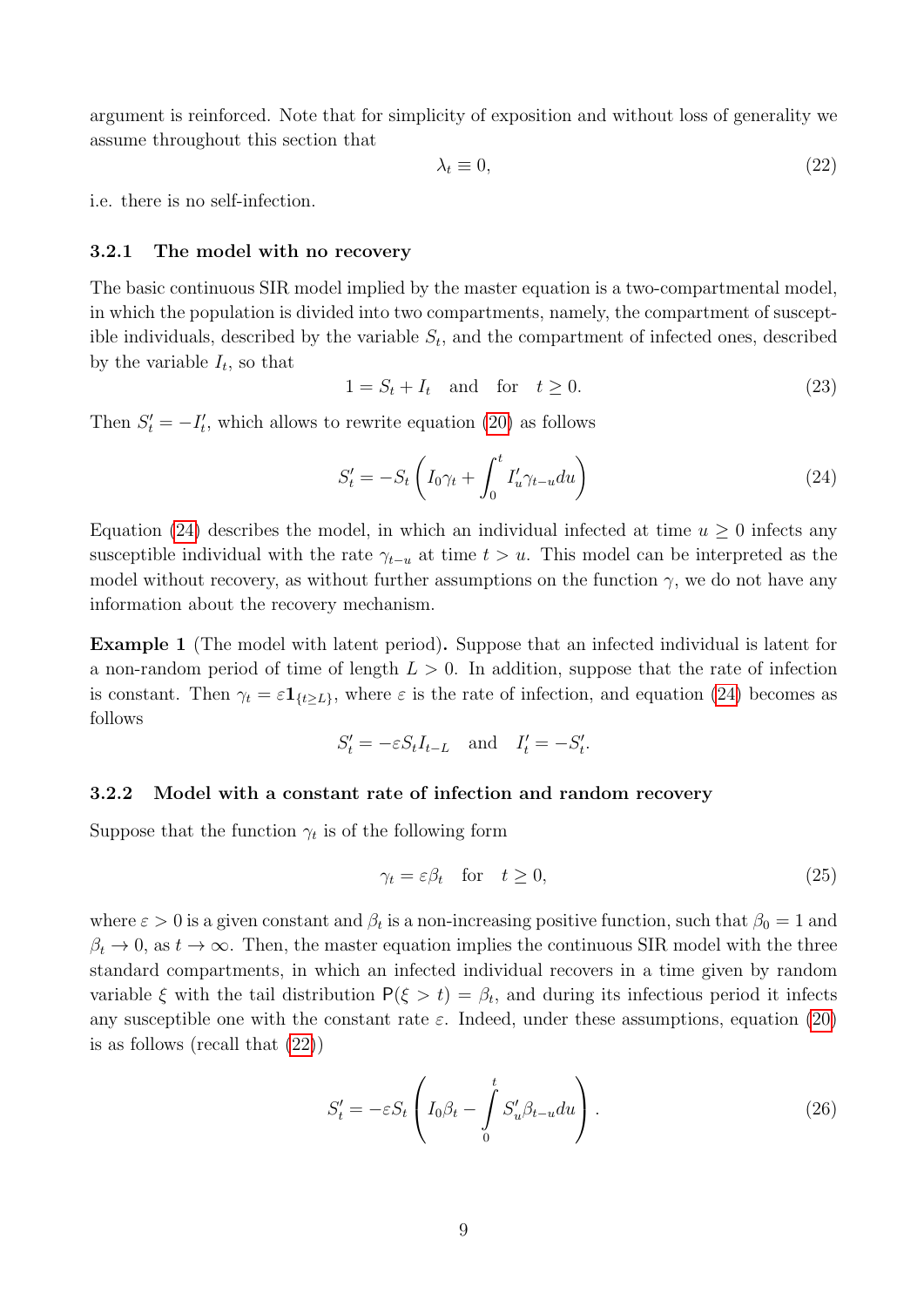argument is reinforced. Note that for simplicity of exposition and without loss of generality we assume throughout this section that

$$\lambda_t \equiv 0, \tag{22}$$

i.e. there is no self-infection.

### 3.2.1 The model with no recovery

The basic continuous SIR model implied by the master equation is a two-compartmental model, in which the population is divided into two compartments, namely, the compartment of susceptible individuals, described by the variable $S_t$, and the compartment of infected ones, described by the variable $I_t$, so that

$$1 = S_t + I_t \quad \text{and} \quad \text{for} \quad t \geq 0. \tag{23}$$

Then $S'_t = -I'_t$, which allows to rewrite equation (20) as follows

$$S'_t = -S_t \left( I_0 \gamma_t + \int_0^t I'_u \gamma_{t-u} du \right) \tag{24}$$

Equation (24) describes the model, in which an individual infected at time $u \geq 0$ infects any susceptible individual with the rate $\gamma_{t-u}$ at time $t > u$. This model can be interpreted as the model without recovery, as without further assumptions on the function $\gamma$, we do not have any information about the recovery mechanism.

**Example 1** (The model with latent period)**.** Suppose that an infected individual is latent for a non-random period of time of length $L > 0$. In addition, suppose that the rate of infection is constant. Then $\gamma_t = \varepsilon \mathbf{1}_{\{t \geq L\}}$, where $\varepsilon$ is the rate of infection, and equation (24) becomes as follows

$$S'_t = -\varepsilon S_t I_{t-L} \quad \text{and} \quad I'_t = -S'_t.$$

### 3.2.2 Model with a constant rate of infection and random recovery

Suppose that the function $\gamma_t$ is of the following form

$$\gamma_t = \varepsilon \beta_t \quad \text{for} \quad t \geq 0, \tag{25}$$

where $\varepsilon > 0$ is a given constant and $\beta_t$ is a non-increasing positive function, such that $\beta_0 = 1$ and $\beta_t \to 0$, as $t \to \infty$. Then, the master equation implies the continuous SIR model with the three standard compartments, in which an infected individual recovers in a time given by random variable $\xi$ with the tail distribution $\mathsf{P}(\xi > t) = \beta_t$, and during its infectious period it infects any susceptible one with the constant rate $\varepsilon$. Indeed, under these assumptions, equation (20) is as follows (recall that (22))

$$S'_t = -\varepsilon S_t \left( I_0 \beta_t - \int_0^t S'_u \beta_{t-u} du \right). \tag{26}$$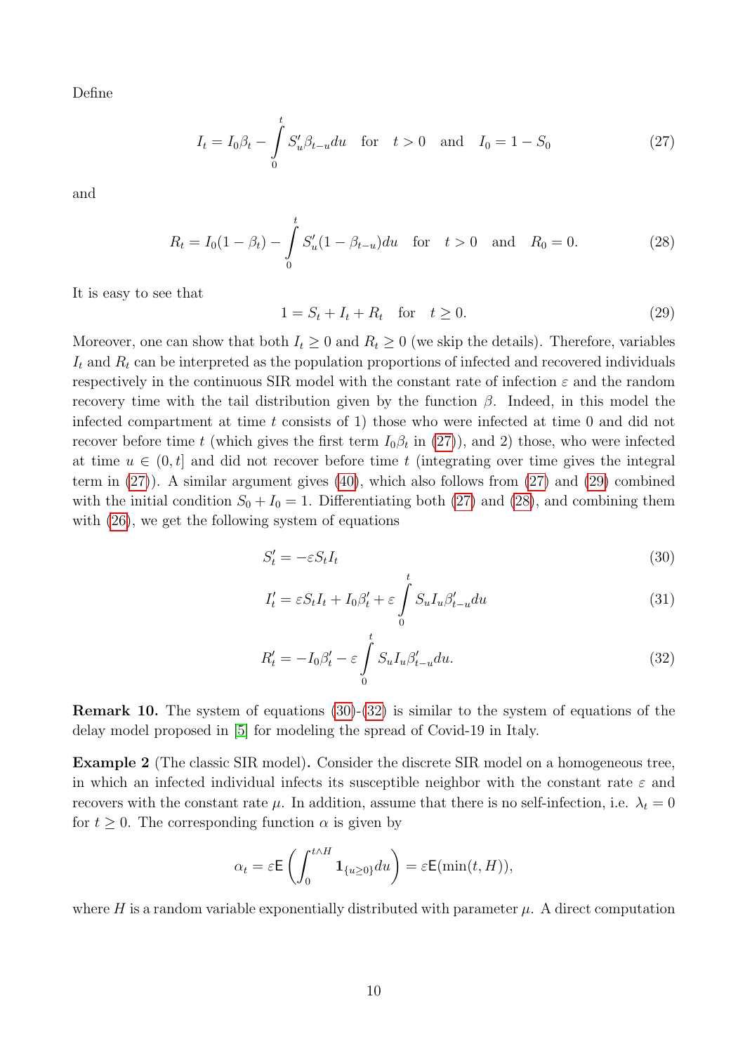Define

$$I_t = I_0\beta_t - \int_0^t S'_u \beta_{t-u} du \quad \text{for} \quad t > 0 \quad \text{and} \quad I_0 = 1 - S_0 \tag{27}$$

and

$$R_t = I_0(1-\beta_t) - \int_0^t S'_u (1-\beta_{t-u}) du \quad \text{for} \quad t > 0 \quad \text{and} \quad R_0 = 0. \tag{28}$$

It is easy to see that

$$1 = S_t + I_t + R_t \quad \text{for} \quad t \geq 0. \tag{29}$$

Moreover, one can show that both $I_t \geq 0$ and $R_t \geq 0$ (we skip the details). Therefore, variables $I_t$ and $R_t$ can be interpreted as the population proportions of infected and recovered individuals respectively in the continuous SIR model with the constant rate of infection $\varepsilon$ and the random recovery time with the tail distribution given by the function $\beta$. Indeed, in this model the infected compartment at time $t$ consists of 1) those who were infected at time 0 and did not recover before time $t$ (which gives the first term $I_0\beta_t$ in (27)), and 2) those, who were infected at time $u \in (0, t]$ and did not recover before time $t$ (integrating over time gives the integral term in (27)). A similar argument gives (40), which also follows from (27) and (29) combined with the initial condition $S_0 + I_0 = 1$. Differentiating both (27) and (28), and combining them with (26), we get the following system of equations

$$S'_t = -\varepsilon S_t I_t \tag{30}$$

$$I'_t = \varepsilon S_t I_t + I_0 \beta'_t + \varepsilon \int_0^t S_u I_u \beta'_{t-u} du \tag{31}$$

$$R'_t = -I_0\beta'_t - \varepsilon \int_0^t S_u I_u \beta'_{t-u} du. \tag{32}$$

**Remark 10.** The system of equations (30)-(32) is similar to the system of equations of the delay model proposed in [5] for modeling the spread of Covid-19 in Italy.

**Example 2** (The classic SIR model)**.** Consider the discrete SIR model on a homogeneous tree, in which an infected individual infects its susceptible neighbor with the constant rate $\varepsilon$ and recovers with the constant rate $\mu$. In addition, assume that there is no self-infection, i.e. $\lambda_t = 0$ for $t \geq 0$. The corresponding function $\alpha$ is given by

$$\alpha_t = \varepsilon \mathsf{E}\left(\int_0^{t \wedge H} \mathbf{1}_{\{u \geq 0\}} du\right) = \varepsilon \mathsf{E}(\min(t, H)),$$

where $H$ is a random variable exponentially distributed with parameter $\mu$. A direct computation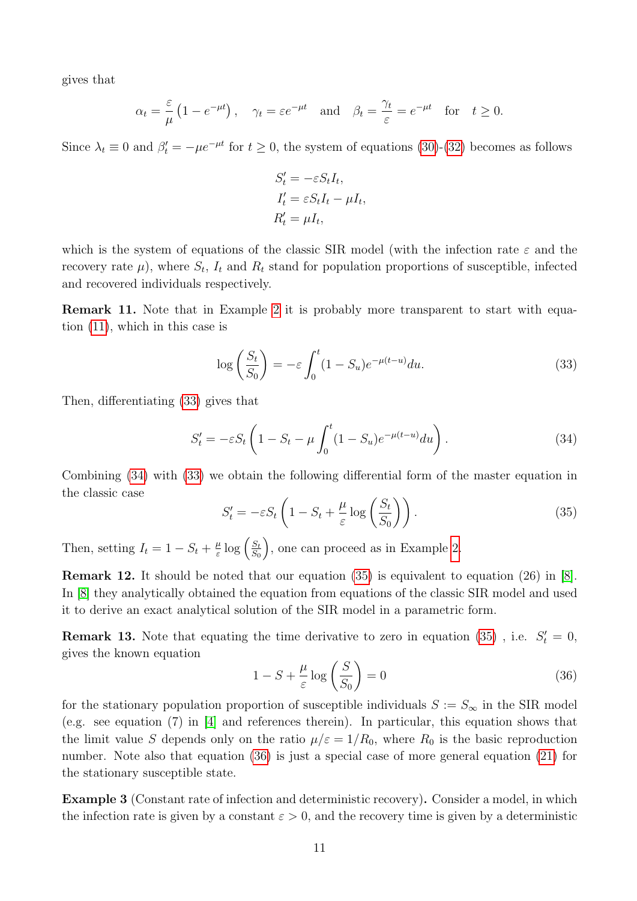gives that

$$\alpha_t = \frac{\varepsilon}{\mu}\left(1 - e^{-\mu t}\right), \quad \gamma_t = \varepsilon e^{-\mu t} \quad \text{and} \quad \beta_t = \frac{\gamma_t}{\varepsilon} = e^{-\mu t} \quad \text{for} \quad t \geq 0.$$

Since $\lambda_t \equiv 0$ and $\beta_t' = -\mu e^{-\mu t}$ for $t \geq 0$, the system of equations (30)-(32) becomes as follows

$$\begin{aligned}
S_t' &= -\varepsilon S_t I_t, \\
I_t' &= \varepsilon S_t I_t - \mu I_t, \\
R_t' &= \mu I_t,
\end{aligned}$$

which is the system of equations of the classic SIR model (with the infection rate $\varepsilon$ and the recovery rate $\mu$), where $S_t$, $I_t$ and $R_t$ stand for population proportions of susceptible, infected and recovered individuals respectively.

**Remark 11.** Note that in Example 2 it is probably more transparent to start with equation (11), which in this case is

$$\log\left(\frac{S_t}{S_0}\right) = -\varepsilon \int_0^t (1 - S_u) e^{-\mu(t-u)} du. \tag{33}$$

Then, differentiating (33) gives that

$$S_t' = -\varepsilon S_t \left(1 - S_t - \mu \int_0^t (1 - S_u) e^{-\mu(t-u)} du\right). \tag{34}$$

Combining (34) with (33) we obtain the following differential form of the master equation in the classic case

$$S_t' = -\varepsilon S_t \left(1 - S_t + \frac{\mu}{\varepsilon} \log\left(\frac{S_t}{S_0}\right)\right). \tag{35}$$

Then, setting $I_t = 1 - S_t + \frac{\mu}{\varepsilon}\log\left(\frac{S_t}{S_0}\right)$, one can proceed as in Example 2.

**Remark 12.** It should be noted that our equation (35) is equivalent to equation (26) in [8]. In [8] they analytically obtained the equation from equations of the classic SIR model and used it to derive an exact analytical solution of the SIR model in a parametric form.

**Remark 13.** Note that equating the time derivative to zero in equation (35) , i.e. $S_t' = 0$, gives the known equation

$$1 - S + \frac{\mu}{\varepsilon} \log\left(\frac{S}{S_0}\right) = 0 \tag{36}$$

for the stationary population proportion of susceptible individuals $S := S_\infty$ in the SIR model (e.g. see equation (7) in [4] and references therein). In particular, this equation shows that the limit value $S$ depends only on the ratio $\mu/\varepsilon = 1/R_0$, where $R_0$ is the basic reproduction number. Note also that equation (36) is just a special case of more general equation (21) for the stationary susceptible state.

**Example 3** (Constant rate of infection and deterministic recovery)**.** Consider a model, in which the infection rate is given by a constant $\varepsilon > 0$, and the recovery time is given by a deterministic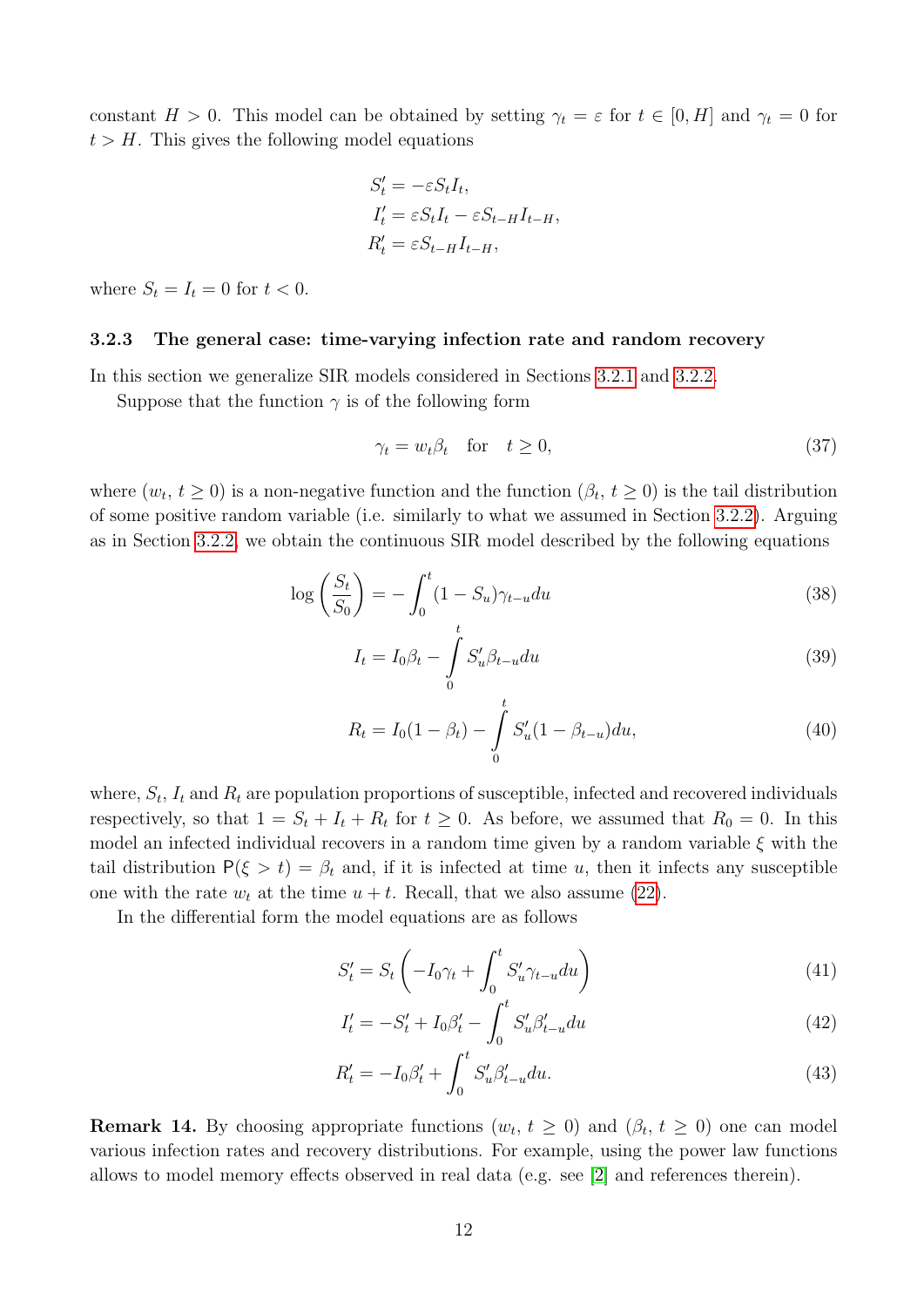constant $H > 0$. This model can be obtained by setting $\gamma_t = \varepsilon$ for $t \in [0, H]$ and $\gamma_t = 0$ for $t > H$. This gives the following model equations

$$
\begin{aligned}
S_t' &= -\varepsilon S_t I_t, \\
I_t' &= \varepsilon S_t I_t - \varepsilon S_{t-H} I_{t-H}, \\
R_t' &= \varepsilon S_{t-H} I_{t-H},
\end{aligned}
$$

where $S_t = I_t = 0$ for $t < 0$.

### 3.2.3 The general case: time-varying infection rate and random recovery

In this section we generalize SIR models considered in Sections 3.2.1 and 3.2.2.

Suppose that the function $\gamma$ is of the following form

$$
\gamma_t = w_t \beta_t \quad \text{for} \quad t \geq 0, \tag{37}
$$

where $(w_t,\, t \geq 0)$ is a non-negative function and the function $(\beta_t,\, t \geq 0)$ is the tail distribution of some positive random variable (i.e. similarly to what we assumed in Section 3.2.2). Arguing as in Section 3.2.2, we obtain the continuous SIR model described by the following equations

$$
\log\left(\frac{S_t}{S_0}\right) = -\int_0^t (1 - S_u)\gamma_{t-u} du \tag{38}
$$

$$
I_t = I_0 \beta_t - \int_0^t S_u' \beta_{t-u} du \tag{39}
$$

$$
R_t = I_0(1 - \beta_t) - \int_0^t S_u'(1 - \beta_{t-u}) du, \tag{40}
$$

where, $S_t$, $I_t$ and $R_t$ are population proportions of susceptible, infected and recovered individuals respectively, so that $1 = S_t + I_t + R_t$ for $t \geq 0$. As before, we assumed that $R_0 = 0$. In this model an infected individual recovers in a random time given by a random variable $\xi$ with the tail distribution $\mathsf{P}(\xi > t) = \beta_t$ and, if it is infected at time $u$, then it infects any susceptible one with the rate $w_t$ at the time $u + t$. Recall, that we also assume (22).

In the differential form the model equations are as follows

$$
S_t' = S_t \left(-I_0 \gamma_t + \int_0^t S_u' \gamma_{t-u} du\right) \tag{41}
$$

$$
I_t' = -S_t' + I_0 \beta_t' - \int_0^t S_u' \beta_{t-u}' du \tag{42}
$$

$$
R_t' = -I_0 \beta_t' + \int_0^t S_u' \beta_{t-u}' du. \tag{43}
$$

**Remark 14.** By choosing appropriate functions $(w_t,\, t \geq 0)$ and $(\beta_t,\, t \geq 0)$ one can model various infection rates and recovery distributions. For example, using the power law functions allows to model memory effects observed in real data (e.g. see [2] and references therein).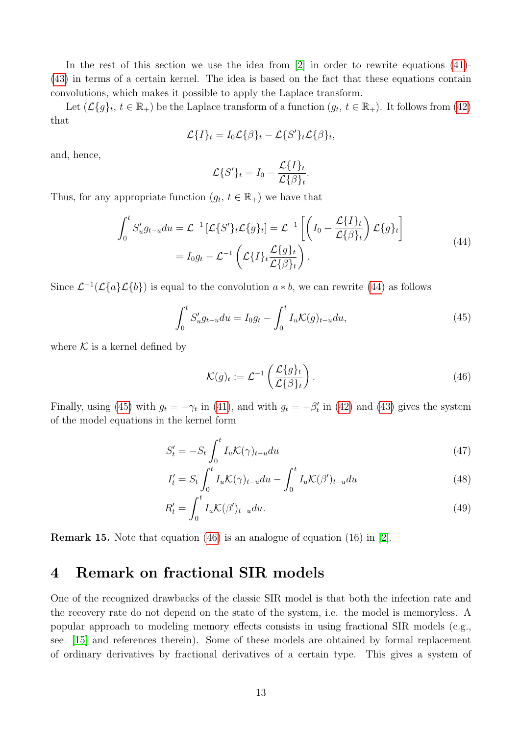In the rest of this section we use the idea from [2] in order to rewrite equations (41)-(43) in terms of a certain kernel. The idea is based on the fact that these equations contain convolutions, which makes it possible to apply the Laplace transform.

Let $(\mathcal{L}\{g\}_t,\ t \in \mathbb{R}_+)$ be the Laplace transform of a function $(g_t,\ t \in \mathbb{R}_+)$. It follows from (42) that

$$\mathcal{L}\{I\}_t = I_0 \mathcal{L}\{\beta\}_t - \mathcal{L}\{S'\}_t \mathcal{L}\{\beta\}_t,$$

and, hence,

$$\mathcal{L}\{S'\}_t = I_0 - \frac{\mathcal{L}\{I\}_t}{\mathcal{L}\{\beta\}_t}.$$

Thus, for any appropriate function $(g_t,\ t \in \mathbb{R}_+)$ we have that

$$\begin{aligned}\int_0^t S'_u g_{t-u} du &= \mathcal{L}^{-1}\left[\mathcal{L}\{S'\}_t \mathcal{L}\{g\}_t\right] = \mathcal{L}^{-1}\left[\left(I_0 - \frac{\mathcal{L}\{I\}_t}{\mathcal{L}\{\beta\}_t}\right)\mathcal{L}\{g\}_t\right] \\ &= I_0 g_t - \mathcal{L}^{-1}\left(\mathcal{L}\{I\}_t \frac{\mathcal{L}\{g\}_t}{\mathcal{L}\{\beta\}_t}\right).\end{aligned} \tag{44}$$

Since $\mathcal{L}^{-1}(\mathcal{L}\{a\}\mathcal{L}\{b\})$ is equal to the convolution $a * b$, we can rewrite (44) as follows

$$\int_0^t S'_u g_{t-u} du = I_0 g_t - \int_0^t I_u \mathcal{K}(g)_{t-u} du, \tag{45}$$

where $\mathcal{K}$ is a kernel defined by

$$\mathcal{K}(g)_t := \mathcal{L}^{-1}\left(\frac{\mathcal{L}\{g\}_t}{\mathcal{L}\{\beta\}_t}\right). \tag{46}$$

Finally, using (45) with $g_t = -\gamma_t$ in (41), and with $g_t = -\beta'_t$ in (42) and (43) gives the system of the model equations in the kernel form

$$S'_t = -S_t \int_0^t I_u \mathcal{K}(\gamma)_{t-u} du \tag{47}$$

$$I'_t = S_t \int_0^t I_u \mathcal{K}(\gamma)_{t-u} du - \int_0^t I_u \mathcal{K}(\beta')_{t-u} du \tag{48}$$

$$R'_t = \int_0^t I_u \mathcal{K}(\beta')_{t-u} du. \tag{49}$$

**Remark 15.** Note that equation (46) is an analogue of equation (16) in [2].

# 4 Remark on fractional SIR models

One of the recognized drawbacks of the classic SIR model is that both the infection rate and the recovery rate do not depend on the state of the system, i.e. the model is memoryless. A popular approach to modeling memory effects consists in using fractional SIR models (e.g., see [15] and references therein). Some of these models are obtained by formal replacement of ordinary derivatives by fractional derivatives of a certain type. This gives a system of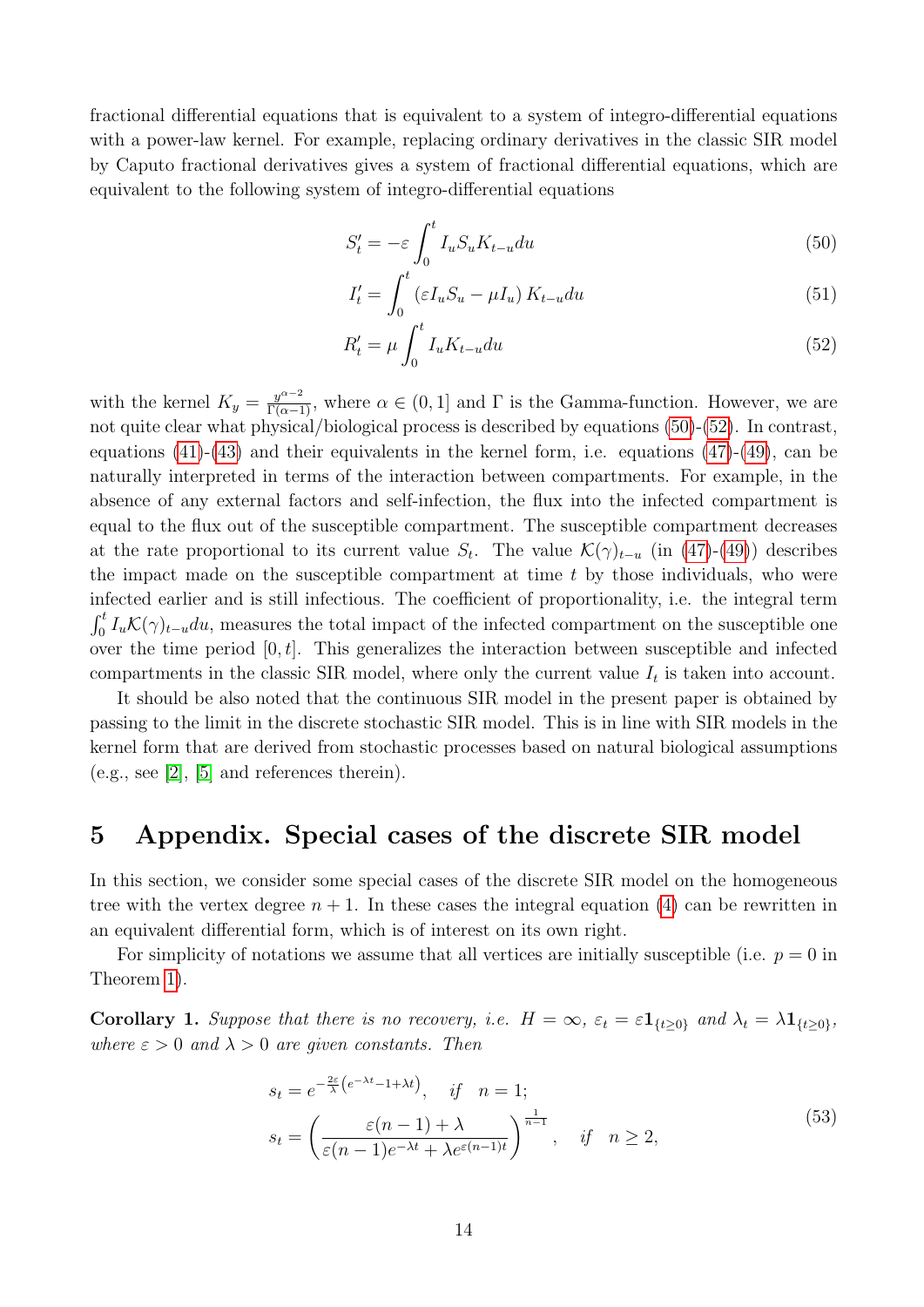fractional differential equations that is equivalent to a system of integro-differential equations with a power-law kernel. For example, replacing ordinary derivatives in the classic SIR model by Caputo fractional derivatives gives a system of fractional differential equations, which are equivalent to the following system of integro-differential equations

$$S'_t = -\varepsilon \int_0^t I_u S_u K_{t-u} du \tag{50}$$

$$I'_t = \int_0^t (\varepsilon I_u S_u - \mu I_u) K_{t-u} du \tag{51}$$

$$R'_t = \mu \int_0^t I_u K_{t-u} du \tag{52}$$

with the kernel $K_y = \frac{y^{\alpha-2}}{\Gamma(\alpha-1)}$, where $\alpha \in (0,1]$ and $\Gamma$ is the Gamma-function. However, we are not quite clear what physical/biological process is described by equations (50)-(52). In contrast, equations (41)-(43) and their equivalents in the kernel form, i.e. equations (47)-(49), can be naturally interpreted in terms of the interaction between compartments. For example, in the absence of any external factors and self-infection, the flux into the infected compartment is equal to the flux out of the susceptible compartment. The susceptible compartment decreases at the rate proportional to its current value $S_t$. The value $\mathcal{K}(\gamma)_{t-u}$ (in (47)-(49)) describes the impact made on the susceptible compartment at time $t$ by those individuals, who were infected earlier and is still infectious. The coefficient of proportionality, i.e. the integral term $\int_0^t I_u \mathcal{K}(\gamma)_{t-u} du$, measures the total impact of the infected compartment on the susceptible one over the time period $[0,t]$. This generalizes the interaction between susceptible and infected compartments in the classic SIR model, where only the current value $I_t$ is taken into account.

It should be also noted that the continuous SIR model in the present paper is obtained by passing to the limit in the discrete stochastic SIR model. This is in line with SIR models in the kernel form that are derived from stochastic processes based on natural biological assumptions (e.g., see [2], [5] and references therein).

# 5 Appendix. Special cases of the discrete SIR model

In this section, we consider some special cases of the discrete SIR model on the homogeneous tree with the vertex degree $n+1$. In these cases the integral equation (4) can be rewritten in an equivalent differential form, which is of interest on its own right.

For simplicity of notations we assume that all vertices are initially susceptible (i.e. $p = 0$ in Theorem 1).

**Corollary 1.** *Suppose that there is no recovery, i.e. $H = \infty$, $\varepsilon_t = \varepsilon \mathbf{1}_{\{t \geq 0\}}$ and $\lambda_t = \lambda \mathbf{1}_{\{t \geq 0\}}$, where $\varepsilon > 0$ and $\lambda > 0$ are given constants. Then*

$$\begin{aligned} s_t &= e^{-\frac{2\varepsilon}{\lambda}\left(e^{-\lambda t} - 1 + \lambda t\right)}, \quad \text{if} \quad n = 1; \\ s_t &= \left( \frac{\varepsilon(n-1) + \lambda}{\varepsilon(n-1)e^{-\lambda t} + \lambda e^{\varepsilon(n-1)t}} \right)^{\frac{1}{n-1}}, \quad \text{if} \quad n \geq 2, \end{aligned} \tag{53}$$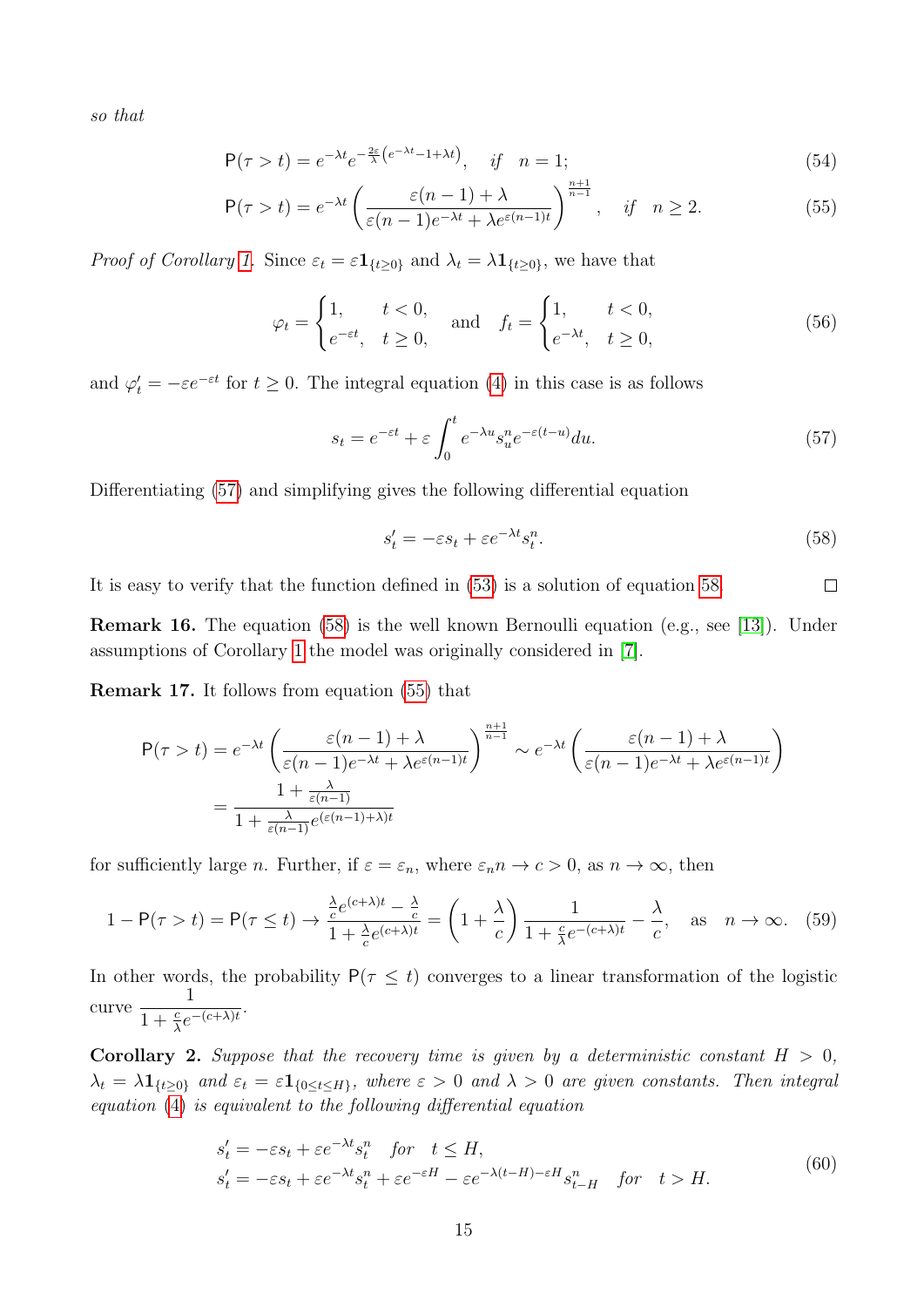*so that*

$$\mathsf{P}(\tau > t) = e^{-\lambda t} e^{-\frac{2\varepsilon}{\lambda}\left(e^{-\lambda t} - 1 + \lambda t\right)}, \quad \textit{if} \quad n = 1; \tag{54}$$

$$\mathsf{P}(\tau > t) = e^{-\lambda t} \left( \frac{\varepsilon(n-1) + \lambda}{\varepsilon(n-1)e^{-\lambda t} + \lambda e^{\varepsilon(n-1)t}} \right)^{\frac{n+1}{n-1}}, \quad \textit{if} \quad n \geq 2. \tag{55}$$

*Proof of Corollary 1.* Since $\varepsilon_t = \varepsilon \mathbf{1}_{\{t \geq 0\}}$ and $\lambda_t = \lambda \mathbf{1}_{\{t \geq 0\}}$, we have that

$$\varphi_t = \begin{cases} 1, & t < 0, \\ e^{-\varepsilon t}, & t \geq 0, \end{cases} \quad \text{and} \quad f_t = \begin{cases} 1, & t < 0, \\ e^{-\lambda t}, & t \geq 0, \end{cases} \tag{56}$$

and $\varphi_t' = -\varepsilon e^{-\varepsilon t}$ for $t \geq 0$. The integral equation (4) in this case is as follows

$$s_t = e^{-\varepsilon t} + \varepsilon \int_0^t e^{-\lambda u} s_u^n e^{-\varepsilon(t-u)} du. \tag{57}$$

Differentiating (57) and simplifying gives the following differential equation

$$s_t' = -\varepsilon s_t + \varepsilon e^{-\lambda t} s_t^n. \tag{58}$$

It is easy to verify that the function defined in (53) is a solution of equation 58. $\square$

**Remark 16.** The equation (58) is the well known Bernoulli equation (e.g., see [13]). Under assumptions of Corollary 1 the model was originally considered in [7].

**Remark 17.** It follows from equation (55) that

$$\begin{aligned} \mathsf{P}(\tau > t) &= e^{-\lambda t} \left( \frac{\varepsilon(n-1) + \lambda}{\varepsilon(n-1)e^{-\lambda t} + \lambda e^{\varepsilon(n-1)t}} \right)^{\frac{n+1}{n-1}} \sim e^{-\lambda t} \left( \frac{\varepsilon(n-1) + \lambda}{\varepsilon(n-1)e^{-\lambda t} + \lambda e^{\varepsilon(n-1)t}} \right) \\ &= \frac{1 + \frac{\lambda}{\varepsilon(n-1)}}{1 + \frac{\lambda}{\varepsilon(n-1)} e^{(\varepsilon(n-1)+\lambda)t}} \end{aligned}$$

for sufficiently large $n$. Further, if $\varepsilon = \varepsilon_n$, where $\varepsilon_n n \to c > 0$, as $n \to \infty$, then

$$1 - \mathsf{P}(\tau > t) = \mathsf{P}(\tau \leq t) \to \frac{\frac{\lambda}{c} e^{(c+\lambda)t} - \frac{\lambda}{c}}{1 + \frac{\lambda}{c} e^{(c+\lambda)t}} = \left(1 + \frac{\lambda}{c}\right) \frac{1}{1 + \frac{c}{\lambda} e^{-(c+\lambda)t}} - \frac{\lambda}{c}, \quad \text{as} \quad n \to \infty. \tag{59}$$

In other words, the probability $\mathsf{P}(\tau \leq t)$ converges to a linear transformation of the logistic curve $\dfrac{1}{1 + \frac{c}{\lambda} e^{-(c+\lambda)t}}$.

**Corollary 2.** *Suppose that the recovery time is given by a deterministic constant $H > 0$, $\lambda_t = \lambda \mathbf{1}_{\{t \geq 0\}}$ and $\varepsilon_t = \varepsilon \mathbf{1}_{\{0 \leq t \leq H\}}$, where $\varepsilon > 0$ and $\lambda > 0$ are given constants. Then integral equation (4) is equivalent to the following differential equation*

$$\begin{aligned} &s_t' = -\varepsilon s_t + \varepsilon e^{-\lambda t} s_t^n \quad \textit{for} \quad t \leq H, \\ &s_t' = -\varepsilon s_t + \varepsilon e^{-\lambda t} s_t^n + \varepsilon e^{-\varepsilon H} - \varepsilon e^{-\lambda(t-H) - \varepsilon H} s_{t-H}^n \quad \textit{for} \quad t > H. \end{aligned} \tag{60}$$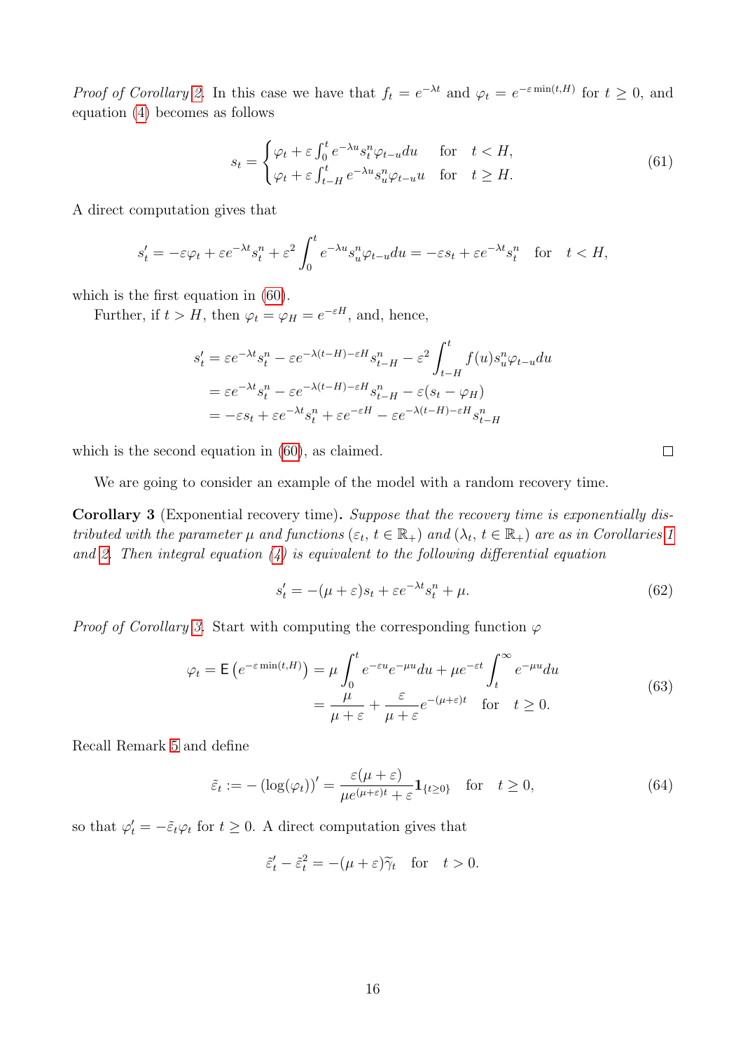*Proof of Corollary 2.* In this case we have that $f_t = e^{-\lambda t}$ and $\varphi_t = e^{-\varepsilon \min(t,H)}$ for $t \geq 0$, and equation (4) becomes as follows

$$
s_t = \begin{cases} \varphi_t + \varepsilon \int_0^t e^{-\lambda u} s_t^n \varphi_{t-u} du & \text{for} \quad t < H, \\ \varphi_t + \varepsilon \int_{t-H}^t e^{-\lambda u} s_u^n \varphi_{t-u} u & \text{for} \quad t \geq H. \end{cases} \tag{61}
$$

A direct computation gives that

$$
s_t' = -\varepsilon \varphi_t + \varepsilon e^{-\lambda t} s_t^n + \varepsilon^2 \int_0^t e^{-\lambda u} s_u^n \varphi_{t-u} du = -\varepsilon s_t + \varepsilon e^{-\lambda t} s_t^n \quad \text{for} \quad t < H,
$$

which is the first equation in (60).

Further, if $t > H$, then $\varphi_t = \varphi_H = e^{-\varepsilon H}$, and, hence,

$$
\begin{aligned}
s_t' &= \varepsilon e^{-\lambda t} s_t^n - \varepsilon e^{-\lambda(t-H) - \varepsilon H} s_{t-H}^n - \varepsilon^2 \int_{t-H}^t f(u) s_u^n \varphi_{t-u} du \\
&= \varepsilon e^{-\lambda t} s_t^n - \varepsilon e^{-\lambda(t-H) - \varepsilon H} s_{t-H}^n - \varepsilon (s_t - \varphi_H) \\
&= -\varepsilon s_t + \varepsilon e^{-\lambda t} s_t^n + \varepsilon e^{-\varepsilon H} - \varepsilon e^{-\lambda(t-H) - \varepsilon H} s_{t-H}^n
\end{aligned}
$$

which is the second equation in (60), as claimed. ☐

We are going to consider an example of the model with a random recovery time.

**Corollary 3** (Exponential recovery time)**.** *Suppose that the recovery time is exponentially distributed with the parameter $\mu$ and functions $(\varepsilon_t,\ t \in \mathbb{R}_+)$ and $(\lambda_t,\ t \in \mathbb{R}_+)$ are as in Corollaries 1 and 2. Then integral equation (4) is equivalent to the following differential equation*

$$
s_t' = -(\mu + \varepsilon) s_t + \varepsilon e^{-\lambda t} s_t^n + \mu. \tag{62}
$$

*Proof of Corollary 3.* Start with computing the corresponding function $\varphi$

$$
\begin{aligned}
\varphi_t = \mathsf{E}\left(e^{-\varepsilon \min(t,H)}\right) &= \mu \int_0^t e^{-\varepsilon u} e^{-\mu u} du + \mu e^{-\varepsilon t} \int_t^\infty e^{-\mu u} du \\
&= \frac{\mu}{\mu + \varepsilon} + \frac{\varepsilon}{\mu + \varepsilon} e^{-(\mu + \varepsilon) t} \quad \text{for} \quad t \geq 0.
\end{aligned} \tag{63}
$$

Recall Remark 5 and define

$$
\tilde{\varepsilon}_t := -\left(\log(\varphi_t)\right)' = \frac{\varepsilon(\mu + \varepsilon)}{\mu e^{(\mu+\varepsilon)t} + \varepsilon} \mathbf{1}_{\{t \geq 0\}} \quad \text{for} \quad t \geq 0, \tag{64}
$$

so that $\varphi_t' = -\tilde{\varepsilon}_t \varphi_t$ for $t \geq 0$. A direct computation gives that

$$
\tilde{\varepsilon}_t' - \tilde{\varepsilon}_t^2 = -(\mu + \varepsilon) \widetilde{\gamma}_t \quad \text{for} \quad t > 0.
$$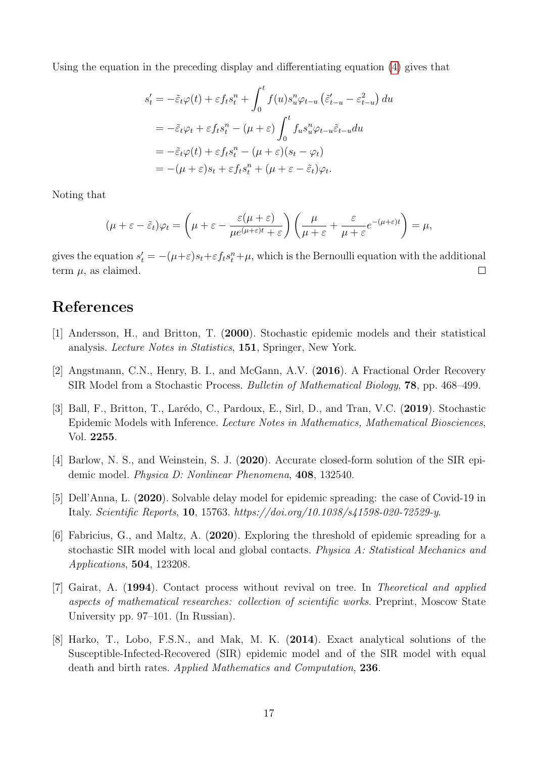Using the equation in the preceding display and differentiating equation (4) gives that

$$
\begin{aligned}
s_t' &= -\tilde{\varepsilon}_t \varphi(t) + \varepsilon f_t s_t^n + \int_0^t f(u) s_u^n \varphi_{t-u} \left( \tilde{\varepsilon}_{t-u}' - \varepsilon_{t-u}^2 \right) du \\
&= -\tilde{\varepsilon}_t \varphi_t + \varepsilon f_t s_t^n - (\mu + \varepsilon) \int_0^t f_u s_u^n \varphi_{t-u} \tilde{\varepsilon}_{t-u} du \\
&= -\tilde{\varepsilon}_t \varphi(t) + \varepsilon f_t s_t^n - (\mu + \varepsilon)(s_t - \varphi_t) \\
&= -(\mu + \varepsilon) s_t + \varepsilon f_t s_t^n + (\mu + \varepsilon - \tilde{\varepsilon}_t)\varphi_t.
\end{aligned}
$$

Noting that

$$
(\mu + \varepsilon - \tilde{\varepsilon}_t)\varphi_t = \left( \mu + \varepsilon - \frac{\varepsilon(\mu + \varepsilon)}{\mu e^{(\mu+\varepsilon)t} + \varepsilon} \right) \left( \frac{\mu}{\mu + \varepsilon} + \frac{\varepsilon}{\mu + \varepsilon} e^{-(\mu+\varepsilon)t} \right) = \mu,
$$

gives the equation $s_t' = -(\mu+\varepsilon)s_t + \varepsilon f_t s_t^n + \mu$, which is the Bernoulli equation with the additional term $\mu$, as claimed. □

# References

[1] Andersson, H., and Britton, T. (**2000**). Stochastic epidemic models and their statistical analysis. *Lecture Notes in Statistics*, **151**, Springer, New York.

[2] Angstmann, C.N., Henry, B. I., and McGann, A.V. (**2016**). A Fractional Order Recovery SIR Model from a Stochastic Process. *Bulletin of Mathematical Biology*, **78**, pp. 468–499.

[3] Ball, F., Britton, T., Larédo, C., Pardoux, E., Sirl, D., and Tran, V.C. (**2019**). Stochastic Epidemic Models with Inference. *Lecture Notes in Mathematics, Mathematical Biosciences*, Vol. **2255**.

[4] Barlow, N. S., and Weinstein, S. J. (**2020**). Accurate closed-form solution of the SIR epidemic model. *Physica D: Nonlinear Phenomena*, **408**, 132540.

[5] Dell'Anna, L. (**2020**). Solvable delay model for epidemic spreading: the case of Covid-19 in Italy. *Scientific Reports*, **10**, 15763. *https://doi.org/10.1038/s41598-020-72529-y*.

[6] Fabricius, G., and Maltz, A. (**2020**). Exploring the threshold of epidemic spreading for a stochastic SIR model with local and global contacts. *Physica A: Statistical Mechanics and Applications*, **504**, 123208.

[7] Gairat, A. (**1994**). Contact process without revival on tree. In *Theoretical and applied aspects of mathematical researches: collection of scientific works*. Preprint, Moscow State University pp. 97–101. (In Russian).

[8] Harko, T., Lobo, F.S.N., and Mak, M. K. (**2014**). Exact analytical solutions of the Susceptible-Infected-Recovered (SIR) epidemic model and of the SIR model with equal death and birth rates. *Applied Mathematics and Computation*, **236**.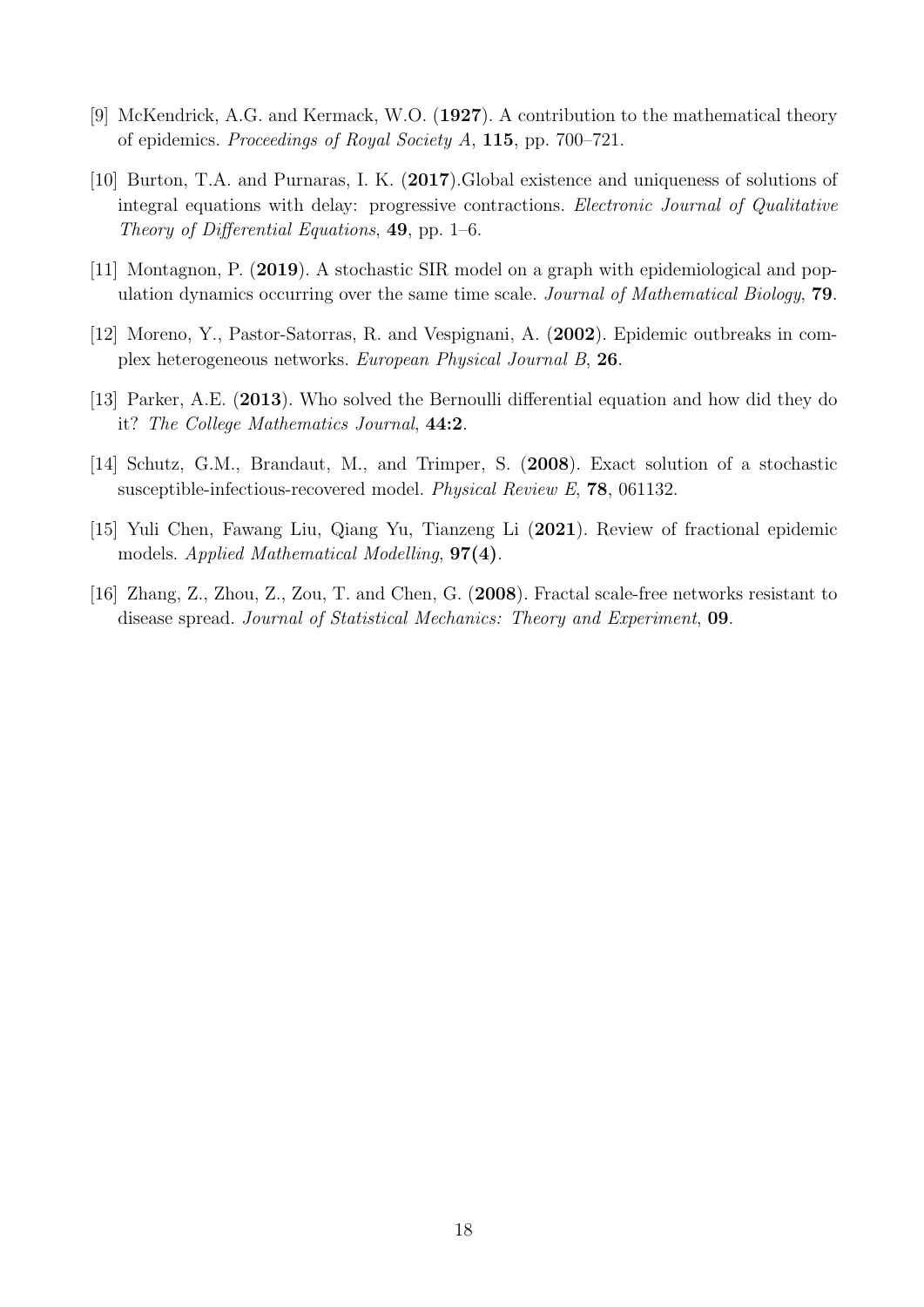[9] McKendrick, A.G. and Kermack, W.O. (**1927**). A contribution to the mathematical theory of epidemics. *Proceedings of Royal Society A*, **115**, pp. 700–721.

[10] Burton, T.A. and Purnaras, I. K. (**2017**).Global existence and uniqueness of solutions of integral equations with delay: progressive contractions. *Electronic Journal of Qualitative Theory of Differential Equations*, **49**, pp. 1–6.

[11] Montagnon, P. (**2019**). A stochastic SIR model on a graph with epidemiological and population dynamics occurring over the same time scale. *Journal of Mathematical Biology*, **79**.

[12] Moreno, Y., Pastor-Satorras, R. and Vespignani, A. (**2002**). Epidemic outbreaks in complex heterogeneous networks. *European Physical Journal B*, **26**.

[13] Parker, A.E. (**2013**). Who solved the Bernoulli differential equation and how did they do it? *The College Mathematics Journal*, **44:2**.

[14] Schutz, G.M., Brandaut, M., and Trimper, S. (**2008**). Exact solution of a stochastic susceptible-infectious-recovered model. *Physical Review E*, **78**, 061132.

[15] Yuli Chen, Fawang Liu, Qiang Yu, Tianzeng Li (**2021**). Review of fractional epidemic models. *Applied Mathematical Modelling*, **97(4)**.

[16] Zhang, Z., Zhou, Z., Zou, T. and Chen, G. (**2008**). Fractal scale-free networks resistant to disease spread. *Journal of Statistical Mechanics: Theory and Experiment*, **09**.